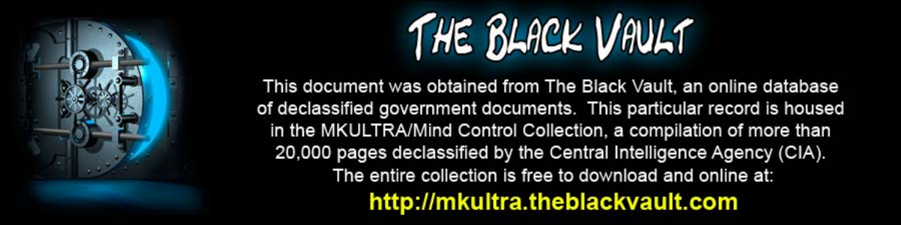# THE BLACK VAULT

This document was obtained from The Black Vault, an online database of declassified government documents. This particular record is housed in the MKULTRA/Mind Control Collection, a compilation of more than 20,000 pages declassified by the Central Intelligence Agency (CIA). The entire collection is free to download and online at:

**http://mkultra.theblackvault.com**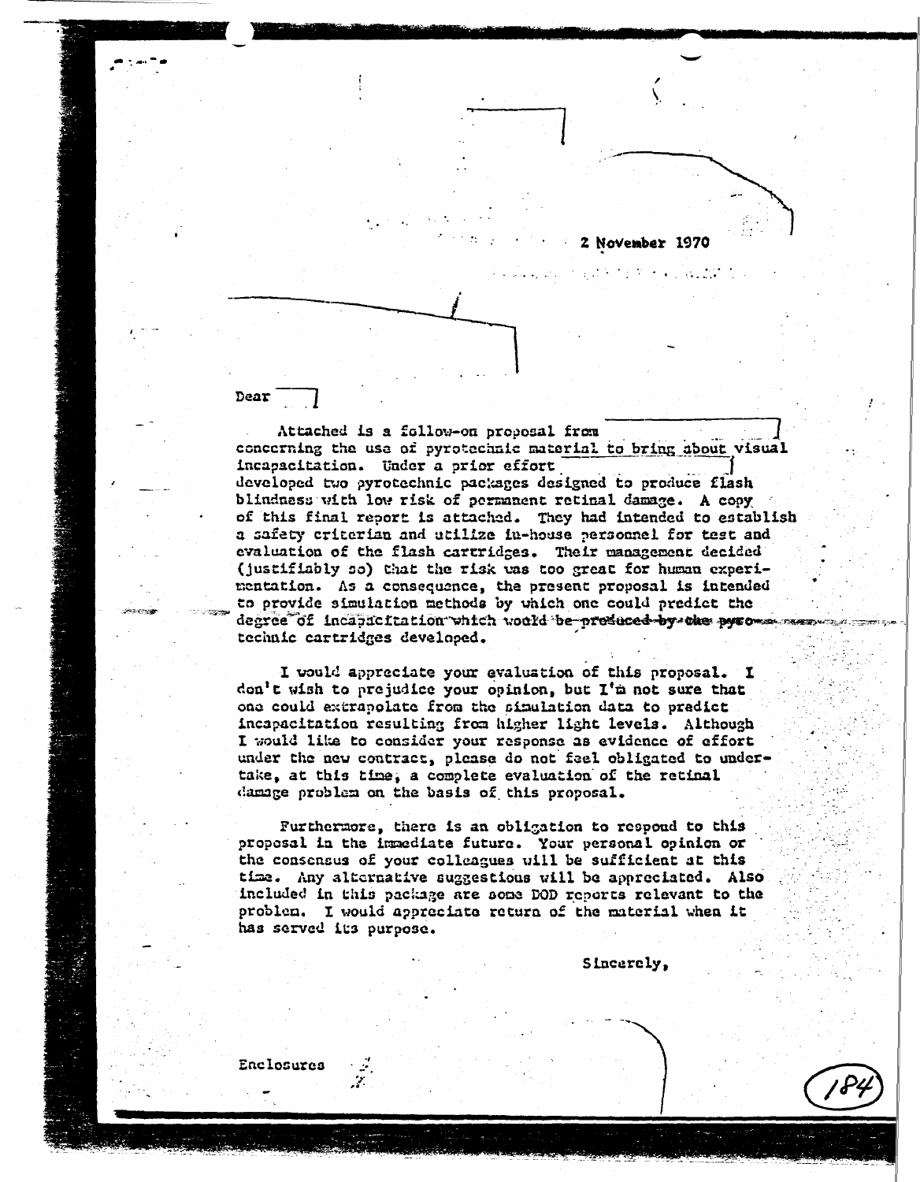2 November 1970

Dear

Attached is a follow-on proposal from concerning the use of pyrotechnic material to bring about visual incapacitation. Under a prior effort developed two pyrotechnic packages designed to produce flash blindness with low risk of permanent retinal damage. A copy of this final report is attached. They had intended to establish a safety criterian and utilize in-house personnel for test and evaluation of the flash cartridges. Their management decided (justifiably so) that the risk was too great for human experimentation. As a consequence, the present proposal is intended to provide simulation methods by which one could predict the degree of incapacitation which would be produced by the pyrotechnic cartridges developed.

I would appreciate your evaluation of this proposal. I don't wish to prejudice your opinion, but I'm not sure that one could extrapolate from the simulation data to predict incapacitation resulting from higher light levels. Although I would like to consider your response as evidence of effort under the new contract, please do not feel obligated to undertake, at this time, a complete evaluation of the retinal damage problem on the basis of this proposal.

Furthermore, there is an obligation to respond to this proposal in the immediate future. Your personal opinion or the consensus of your colleagues will be sufficient at this time. Any alternative suggestions will be appreciated. Also included in this package are some DOD reports relevant to the problem. I would appreciate return of the material when it has served its purpose.

Sincerely,

Enclosures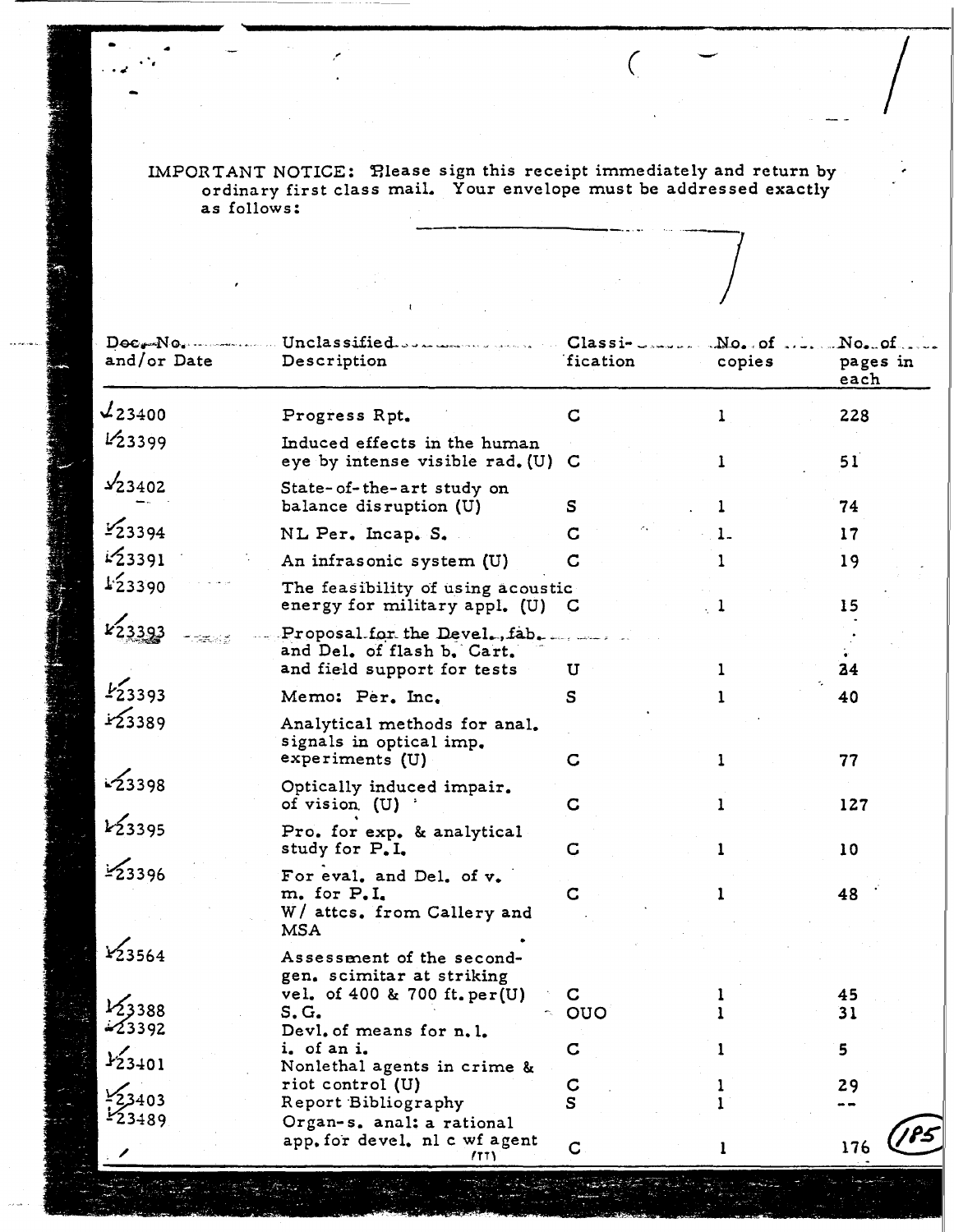IMPORTANT NOTICE: Please sign this receipt immediately and return by ordinary first class mail. Your envelope must be addressed exactly as follows:

| Doc. No. and/or Date | Unclassified Description | Classi-fication | No. of copies | No. of pages in each |
|---|---|---|---|---|
| 23400 | Progress Rpt. | C | 1 | 228 |
| 23399 | Induced effects in the human eye by intense visible rad. (U) | C | 1 | 51 |
| 23402 | State-of-the-art study on balance disruption (U) | S | 1 | 74 |
| 23394 | NL Per. Incap. S. | C | 1 | 17 |
| 23391 | An infrasonic system (U) | C | 1 | 19 |
| 23390 | The feasibility of using acoustic energy for military appl. (U) | C | 1 | 15 |
| 23393 | Proposal for the Devel., fab. and Del. of flash b. Cart. and field support for tests | U | 1 | 24 |
| 23393 | Memo: Per. Inc. | S | 1 | 40 |
| 23389 | Analytical methods for anal. signals in optical imp. experiments (U) | C | 1 | 77 |
| 23398 | Optically induced impair. of vision (U) | C | 1 | 127 |
| 23395 | Pro. for exp. & analytical study for P.I. | C | 1 | 10 |
| 23396 | For eval. and Del. of v. m. for P.I. W/ attcs. from Callery and MSA | C | 1 | 48 |
| 23564 | Assessment of the second-gen. scimitar at striking vel. of 400 & 700 ft. per (U) | C | 1 | 45 |
| 23388 | S.G. | OUO | 1 | 31 |
| 23392 | Devl. of means for n.l. i. of an i. | C | 1 | 5 |
| 23401 | Nonlethal agents in crime & riot control (U) | C | 1 | 29 |
| 23403 | Report Bibliography | S | 1 | -- |
| 23489 | Organ-s. anal: a rational app. for devel. nl c wf agent (U) | C | 1 | 176 |

185